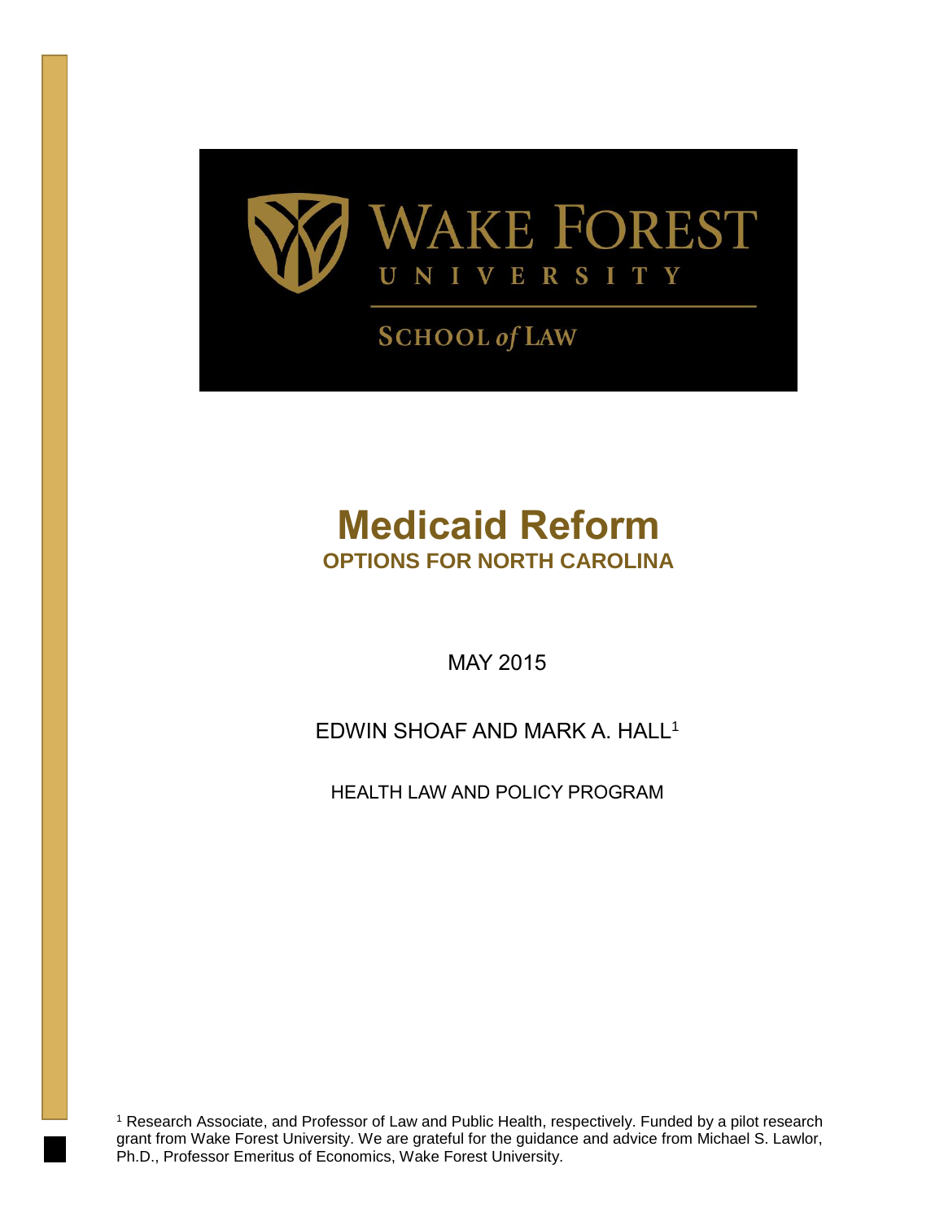WAKE FOREST UNIVERSITY

SCHOOL of LAW

# Medicaid Reform

## OPTIONS FOR NORTH CAROLINA

MAY 2015

EDWIN SHOAF AND MARK A. HALL[1]

HEALTH LAW AND POLICY PROGRAM

[1] Research Associate, and Professor of Law and Public Health, respectively. Funded by a pilot research grant from Wake Forest University. We are grateful for the guidance and advice from Michael S. Lawlor, Ph.D., Professor Emeritus of Economics, Wake Forest University.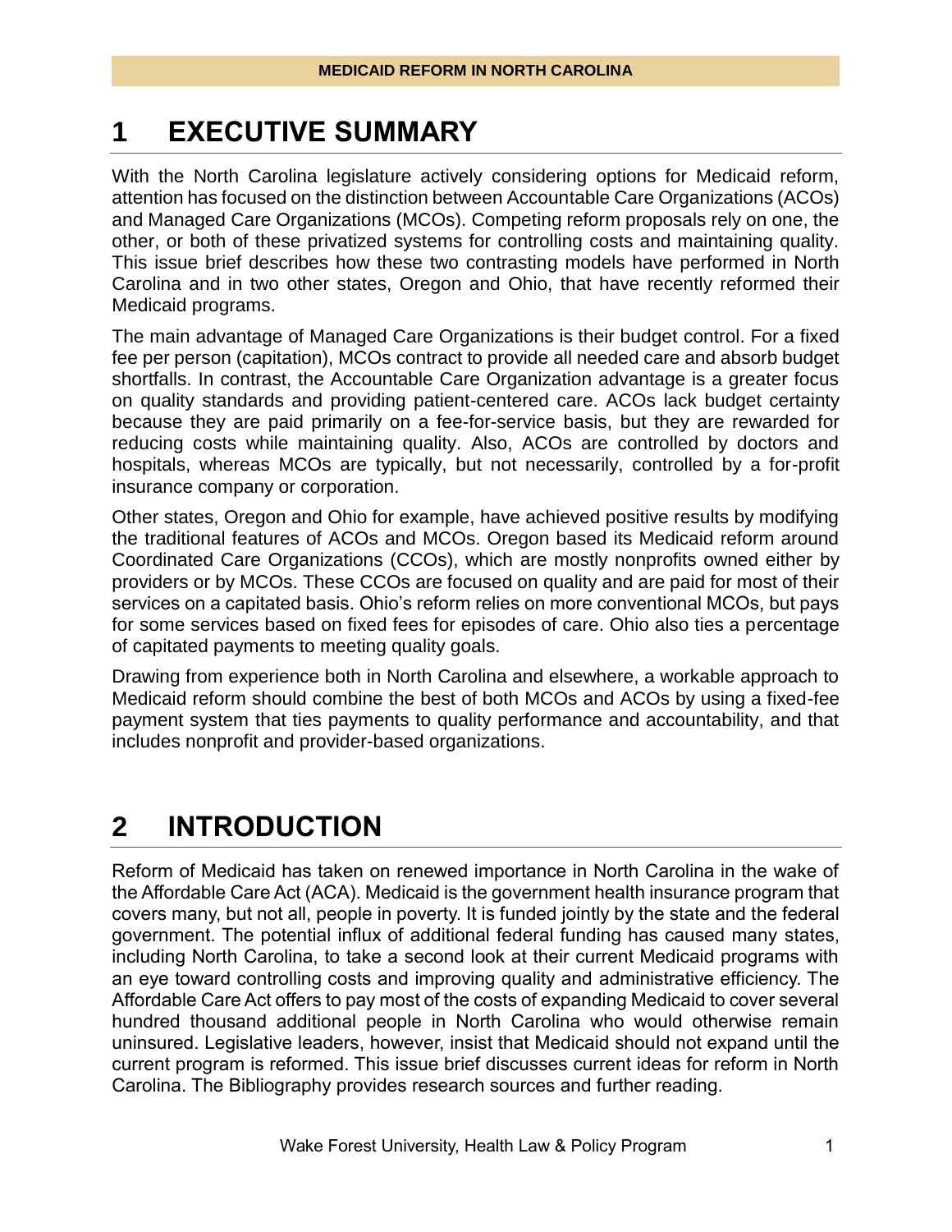# 1 EXECUTIVE SUMMARY

With the North Carolina legislature actively considering options for Medicaid reform, attention has focused on the distinction between Accountable Care Organizations (ACOs) and Managed Care Organizations (MCOs). Competing reform proposals rely on one, the other, or both of these privatized systems for controlling costs and maintaining quality. This issue brief describes how these two contrasting models have performed in North Carolina and in two other states, Oregon and Ohio, that have recently reformed their Medicaid programs.

The main advantage of Managed Care Organizations is their budget control. For a fixed fee per person (capitation), MCOs contract to provide all needed care and absorb budget shortfalls. In contrast, the Accountable Care Organization advantage is a greater focus on quality standards and providing patient-centered care. ACOs lack budget certainty because they are paid primarily on a fee-for-service basis, but they are rewarded for reducing costs while maintaining quality. Also, ACOs are controlled by doctors and hospitals, whereas MCOs are typically, but not necessarily, controlled by a for-profit insurance company or corporation.

Other states, Oregon and Ohio for example, have achieved positive results by modifying the traditional features of ACOs and MCOs. Oregon based its Medicaid reform around Coordinated Care Organizations (CCOs), which are mostly nonprofits owned either by providers or by MCOs. These CCOs are focused on quality and are paid for most of their services on a capitated basis. Ohio's reform relies on more conventional MCOs, but pays for some services based on fixed fees for episodes of care. Ohio also ties a percentage of capitated payments to meeting quality goals.

Drawing from experience both in North Carolina and elsewhere, a workable approach to Medicaid reform should combine the best of both MCOs and ACOs by using a fixed-fee payment system that ties payments to quality performance and accountability, and that includes nonprofit and provider-based organizations.

# 2 INTRODUCTION

Reform of Medicaid has taken on renewed importance in North Carolina in the wake of the Affordable Care Act (ACA). Medicaid is the government health insurance program that covers many, but not all, people in poverty. It is funded jointly by the state and the federal government. The potential influx of additional federal funding has caused many states, including North Carolina, to take a second look at their current Medicaid programs with an eye toward controlling costs and improving quality and administrative efficiency. The Affordable Care Act offers to pay most of the costs of expanding Medicaid to cover several hundred thousand additional people in North Carolina who would otherwise remain uninsured. Legislative leaders, however, insist that Medicaid should not expand until the current program is reformed. This issue brief discusses current ideas for reform in North Carolina. The Bibliography provides research sources and further reading.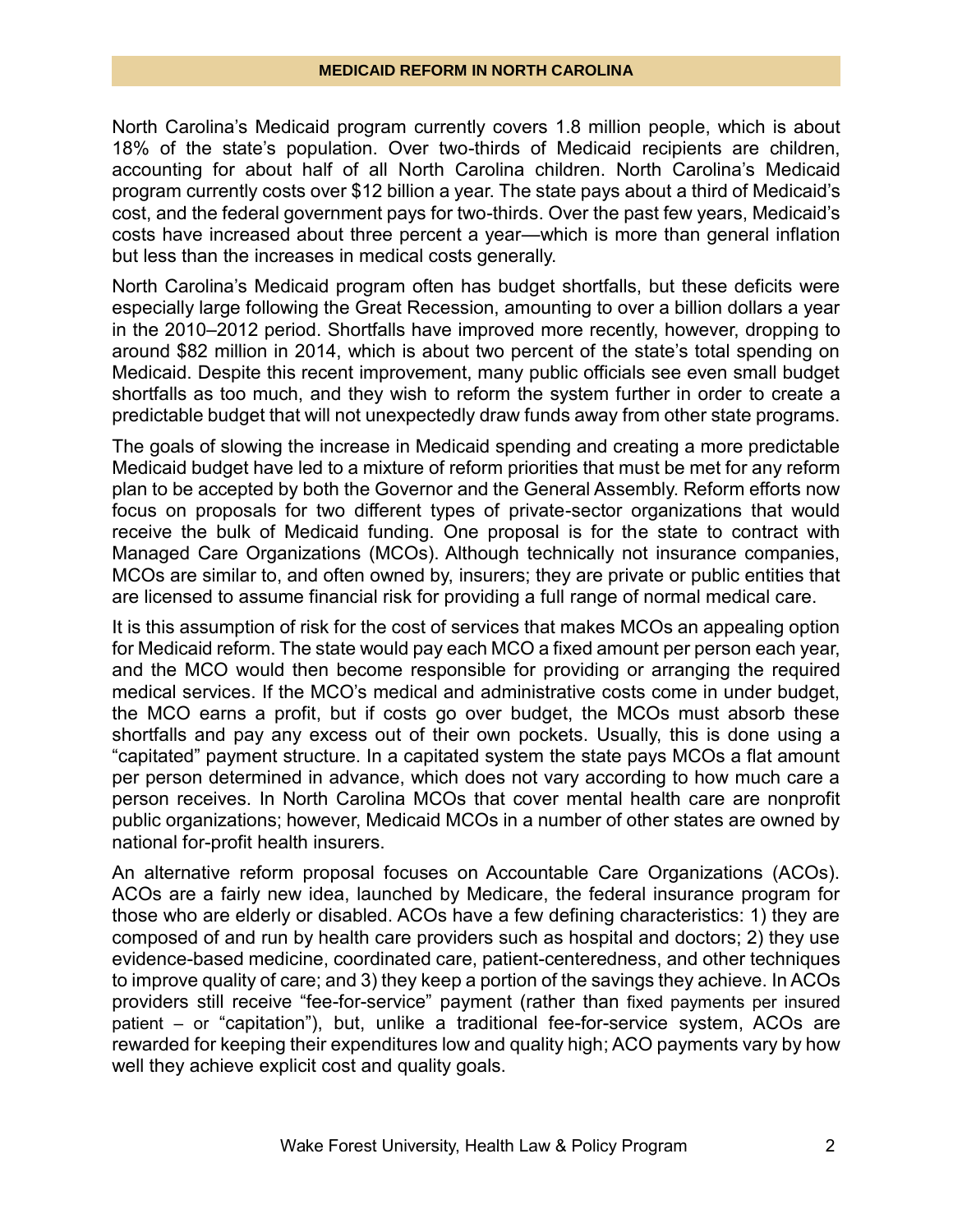## MEDICAID REFORM IN NORTH CAROLINA

North Carolina's Medicaid program currently covers 1.8 million people, which is about 18% of the state's population. Over two-thirds of Medicaid recipients are children, accounting for about half of all North Carolina children. North Carolina's Medicaid program currently costs over $12 billion a year. The state pays about a third of Medicaid's cost, and the federal government pays for two-thirds. Over the past few years, Medicaid's costs have increased about three percent a year—which is more than general inflation but less than the increases in medical costs generally.

North Carolina's Medicaid program often has budget shortfalls, but these deficits were especially large following the Great Recession, amounting to over a billion dollars a year in the 2010–2012 period. Shortfalls have improved more recently, however, dropping to around $82 million in 2014, which is about two percent of the state's total spending on Medicaid. Despite this recent improvement, many public officials see even small budget shortfalls as too much, and they wish to reform the system further in order to create a predictable budget that will not unexpectedly draw funds away from other state programs.

The goals of slowing the increase in Medicaid spending and creating a more predictable Medicaid budget have led to a mixture of reform priorities that must be met for any reform plan to be accepted by both the Governor and the General Assembly. Reform efforts now focus on proposals for two different types of private-sector organizations that would receive the bulk of Medicaid funding. One proposal is for the state to contract with Managed Care Organizations (MCOs). Although technically not insurance companies, MCOs are similar to, and often owned by, insurers; they are private or public entities that are licensed to assume financial risk for providing a full range of normal medical care.

It is this assumption of risk for the cost of services that makes MCOs an appealing option for Medicaid reform. The state would pay each MCO a fixed amount per person each year, and the MCO would then become responsible for providing or arranging the required medical services. If the MCO's medical and administrative costs come in under budget, the MCO earns a profit, but if costs go over budget, the MCOs must absorb these shortfalls and pay any excess out of their own pockets. Usually, this is done using a "capitated" payment structure. In a capitated system the state pays MCOs a flat amount per person determined in advance, which does not vary according to how much care a person receives. In North Carolina MCOs that cover mental health care are nonprofit public organizations; however, Medicaid MCOs in a number of other states are owned by national for-profit health insurers.

An alternative reform proposal focuses on Accountable Care Organizations (ACOs). ACOs are a fairly new idea, launched by Medicare, the federal insurance program for those who are elderly or disabled. ACOs have a few defining characteristics: 1) they are composed of and run by health care providers such as hospital and doctors; 2) they use evidence-based medicine, coordinated care, patient-centeredness, and other techniques to improve quality of care; and 3) they keep a portion of the savings they achieve. In ACOs providers still receive "fee-for-service" payment (rather than fixed payments per insured patient – or "capitation"), but, unlike a traditional fee-for-service system, ACOs are rewarded for keeping their expenditures low and quality high; ACO payments vary by how well they achieve explicit cost and quality goals.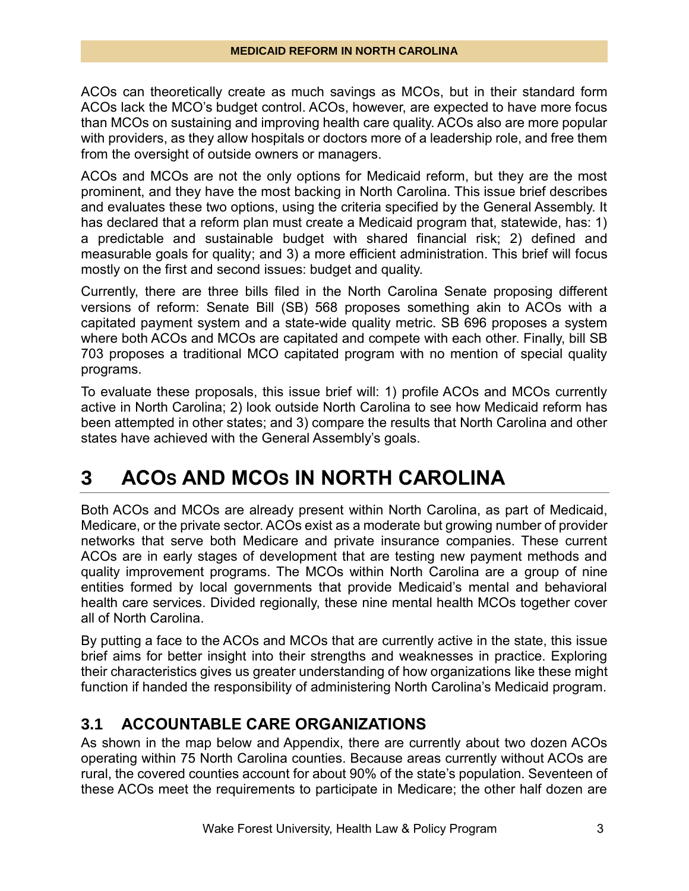ACOs can theoretically create as much savings as MCOs, but in their standard form ACOs lack the MCO's budget control. ACOs, however, are expected to have more focus than MCOs on sustaining and improving health care quality. ACOs also are more popular with providers, as they allow hospitals or doctors more of a leadership role, and free them from the oversight of outside owners or managers.

ACOs and MCOs are not the only options for Medicaid reform, but they are the most prominent, and they have the most backing in North Carolina. This issue brief describes and evaluates these two options, using the criteria specified by the General Assembly. It has declared that a reform plan must create a Medicaid program that, statewide, has: 1) a predictable and sustainable budget with shared financial risk; 2) defined and measurable goals for quality; and 3) a more efficient administration. This brief will focus mostly on the first and second issues: budget and quality.

Currently, there are three bills filed in the North Carolina Senate proposing different versions of reform: Senate Bill (SB) 568 proposes something akin to ACOs with a capitated payment system and a state-wide quality metric. SB 696 proposes a system where both ACOs and MCOs are capitated and compete with each other. Finally, bill SB 703 proposes a traditional MCO capitated program with no mention of special quality programs.

To evaluate these proposals, this issue brief will: 1) profile ACOs and MCOs currently active in North Carolina; 2) look outside North Carolina to see how Medicaid reform has been attempted in other states; and 3) compare the results that North Carolina and other states have achieved with the General Assembly's goals.

# 3 ACOs AND MCOs IN NORTH CAROLINA

Both ACOs and MCOs are already present within North Carolina, as part of Medicaid, Medicare, or the private sector. ACOs exist as a moderate but growing number of provider networks that serve both Medicare and private insurance companies. These current ACOs are in early stages of development that are testing new payment methods and quality improvement programs. The MCOs within North Carolina are a group of nine entities formed by local governments that provide Medicaid's mental and behavioral health care services. Divided regionally, these nine mental health MCOs together cover all of North Carolina.

By putting a face to the ACOs and MCOs that are currently active in the state, this issue brief aims for better insight into their strengths and weaknesses in practice. Exploring their characteristics gives us greater understanding of how organizations like these might function if handed the responsibility of administering North Carolina's Medicaid program.

## 3.1 ACCOUNTABLE CARE ORGANIZATIONS

As shown in the map below and Appendix, there are currently about two dozen ACOs operating within 75 North Carolina counties. Because areas currently without ACOs are rural, the covered counties account for about 90% of the state's population. Seventeen of these ACOs meet the requirements to participate in Medicare; the other half dozen are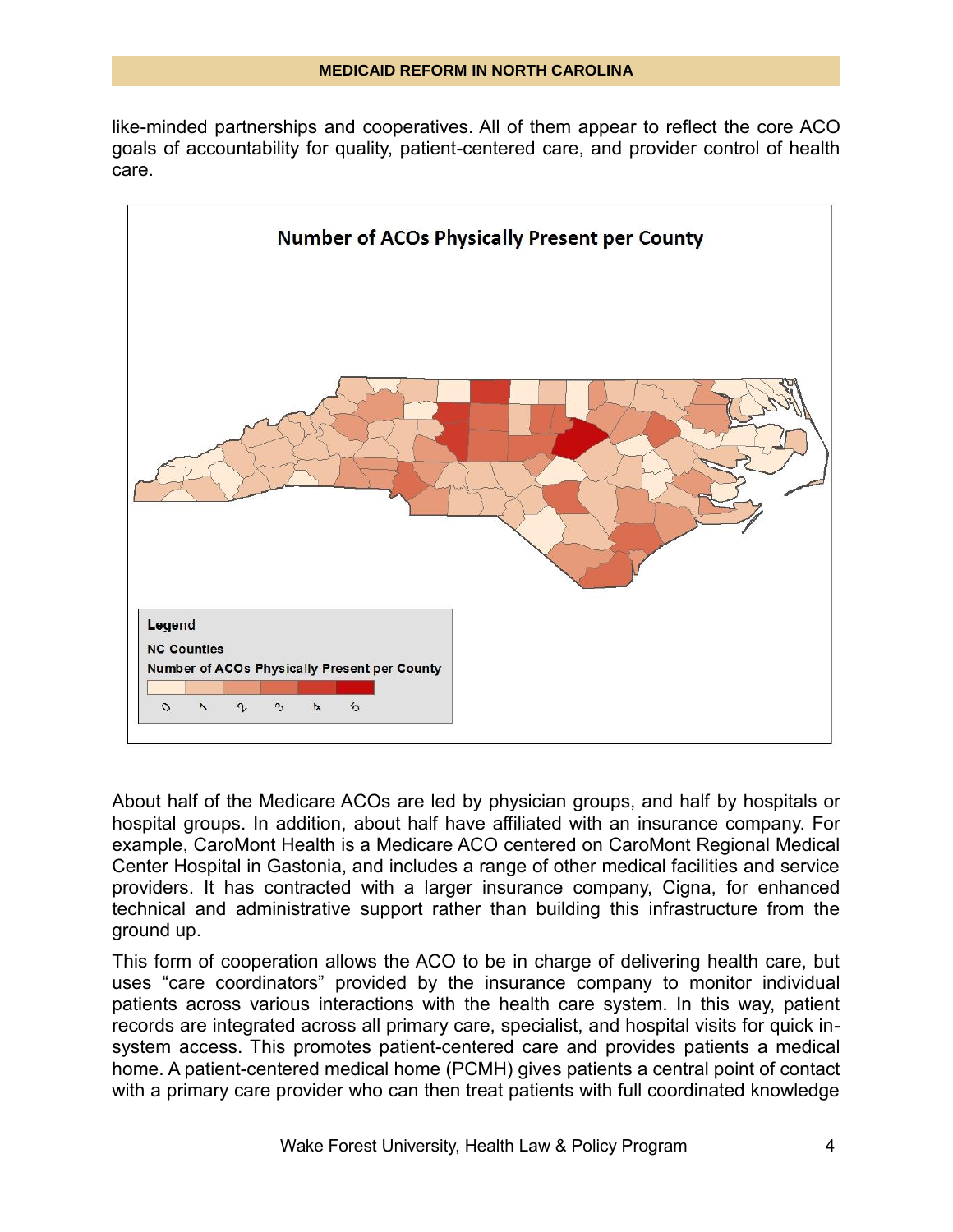like-minded partnerships and cooperatives. All of them appear to reflect the core ACO goals of accountability for quality, patient-centered care, and provider control of health care.

About half of the Medicare ACOs are led by physician groups, and half by hospitals or hospital groups. In addition, about half have affiliated with an insurance company. For example, CaroMont Health is a Medicare ACO centered on CaroMont Regional Medical Center Hospital in Gastonia, and includes a range of other medical facilities and service providers. It has contracted with a larger insurance company, Cigna, for enhanced technical and administrative support rather than building this infrastructure from the ground up.

This form of cooperation allows the ACO to be in charge of delivering health care, but uses "care coordinators" provided by the insurance company to monitor individual patients across various interactions with the health care system. In this way, patient records are integrated across all primary care, specialist, and hospital visits for quick in-system access. This promotes patient-centered care and provides patients a medical home. A patient-centered medical home (PCMH) gives patients a central point of contact with a primary care provider who can then treat patients with full coordinated knowledge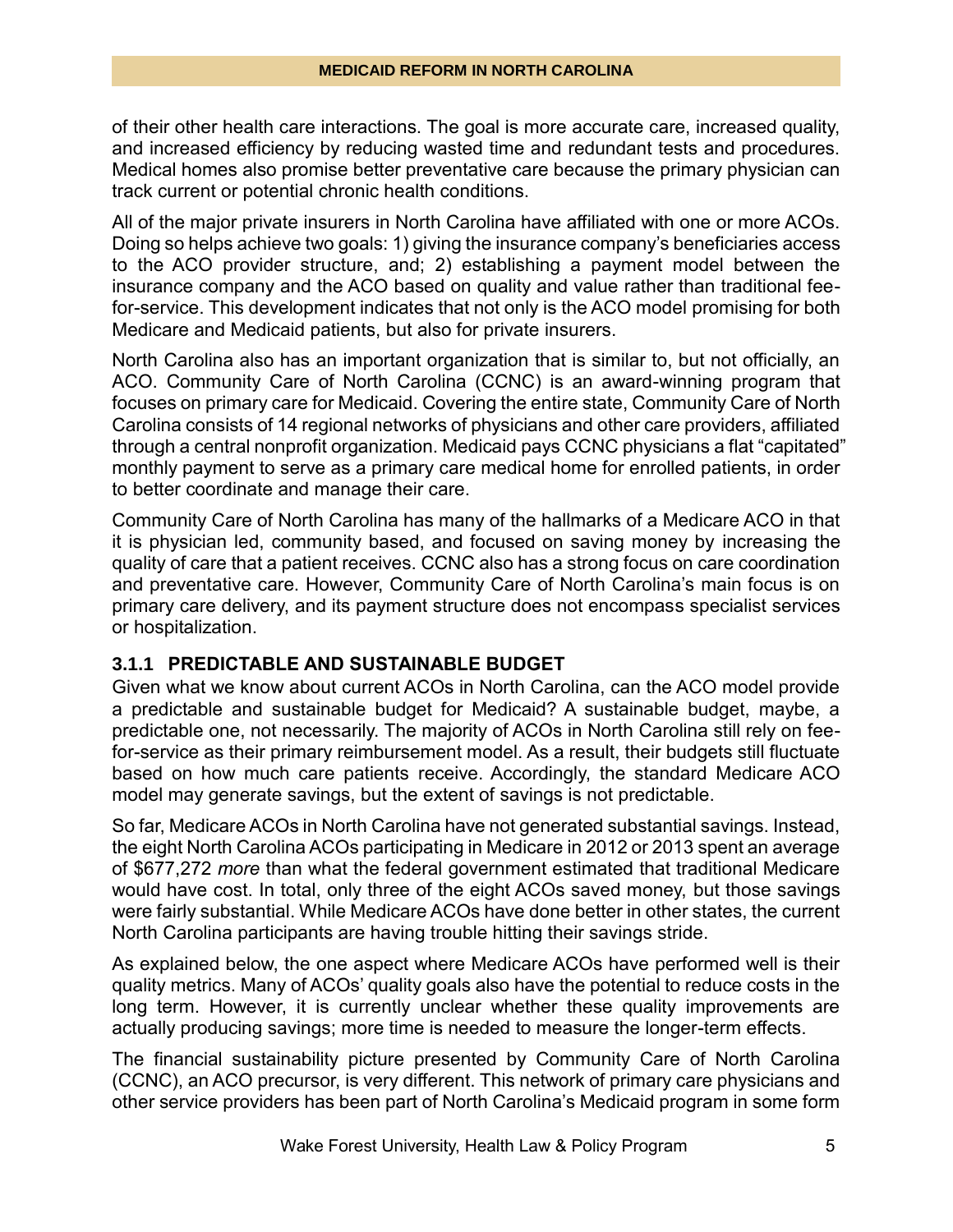of their other health care interactions. The goal is more accurate care, increased quality, and increased efficiency by reducing wasted time and redundant tests and procedures. Medical homes also promise better preventative care because the primary physician can track current or potential chronic health conditions.

All of the major private insurers in North Carolina have affiliated with one or more ACOs. Doing so helps achieve two goals: 1) giving the insurance company's beneficiaries access to the ACO provider structure, and; 2) establishing a payment model between the insurance company and the ACO based on quality and value rather than traditional fee-for-service. This development indicates that not only is the ACO model promising for both Medicare and Medicaid patients, but also for private insurers.

North Carolina also has an important organization that is similar to, but not officially, an ACO. Community Care of North Carolina (CCNC) is an award-winning program that focuses on primary care for Medicaid. Covering the entire state, Community Care of North Carolina consists of 14 regional networks of physicians and other care providers, affiliated through a central nonprofit organization. Medicaid pays CCNC physicians a flat "capitated" monthly payment to serve as a primary care medical home for enrolled patients, in order to better coordinate and manage their care.

Community Care of North Carolina has many of the hallmarks of a Medicare ACO in that it is physician led, community based, and focused on saving money by increasing the quality of care that a patient receives. CCNC also has a strong focus on care coordination and preventative care. However, Community Care of North Carolina's main focus is on primary care delivery, and its payment structure does not encompass specialist services or hospitalization.

### 3.1.1 PREDICTABLE AND SUSTAINABLE BUDGET

Given what we know about current ACOs in North Carolina, can the ACO model provide a predictable and sustainable budget for Medicaid? A sustainable budget, maybe, a predictable one, not necessarily. The majority of ACOs in North Carolina still rely on fee-for-service as their primary reimbursement model. As a result, their budgets still fluctuate based on how much care patients receive. Accordingly, the standard Medicare ACO model may generate savings, but the extent of savings is not predictable.

So far, Medicare ACOs in North Carolina have not generated substantial savings. Instead, the eight North Carolina ACOs participating in Medicare in 2012 or 2013 spent an average of $677,272 *more* than what the federal government estimated that traditional Medicare would have cost. In total, only three of the eight ACOs saved money, but those savings were fairly substantial. While Medicare ACOs have done better in other states, the current North Carolina participants are having trouble hitting their savings stride.

As explained below, the one aspect where Medicare ACOs have performed well is their quality metrics. Many of ACOs' quality goals also have the potential to reduce costs in the long term. However, it is currently unclear whether these quality improvements are actually producing savings; more time is needed to measure the longer-term effects.

The financial sustainability picture presented by Community Care of North Carolina (CCNC), an ACO precursor, is very different. This network of primary care physicians and other service providers has been part of North Carolina's Medicaid program in some form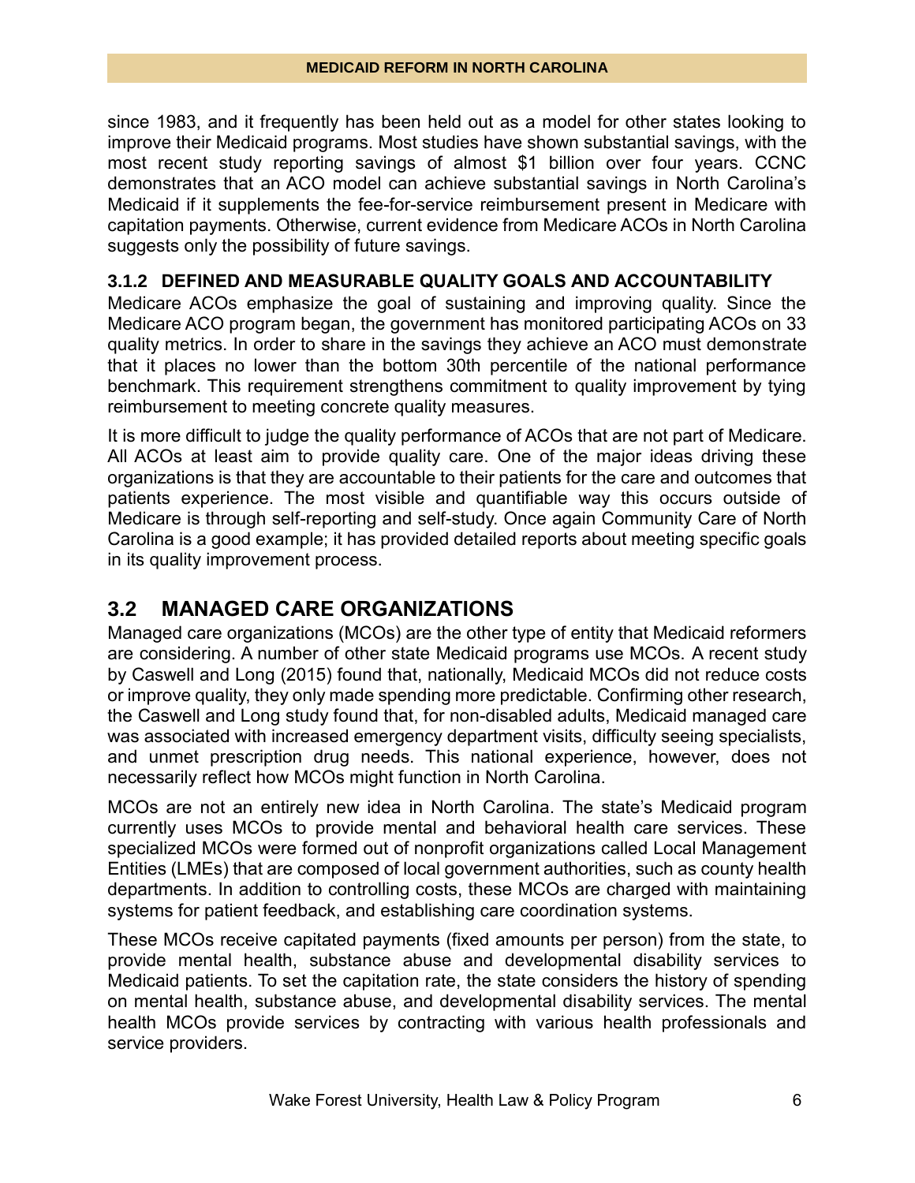since 1983, and it frequently has been held out as a model for other states looking to improve their Medicaid programs. Most studies have shown substantial savings, with the most recent study reporting savings of almost $1 billion over four years. CCNC demonstrates that an ACO model can achieve substantial savings in North Carolina's Medicaid if it supplements the fee-for-service reimbursement present in Medicare with capitation payments. Otherwise, current evidence from Medicare ACOs in North Carolina suggests only the possibility of future savings.

### 3.1.2 DEFINED AND MEASURABLE QUALITY GOALS AND ACCOUNTABILITY

Medicare ACOs emphasize the goal of sustaining and improving quality. Since the Medicare ACO program began, the government has monitored participating ACOs on 33 quality metrics. In order to share in the savings they achieve an ACO must demonstrate that it places no lower than the bottom 30th percentile of the national performance benchmark. This requirement strengthens commitment to quality improvement by tying reimbursement to meeting concrete quality measures.

It is more difficult to judge the quality performance of ACOs that are not part of Medicare. All ACOs at least aim to provide quality care. One of the major ideas driving these organizations is that they are accountable to their patients for the care and outcomes that patients experience. The most visible and quantifiable way this occurs outside of Medicare is through self-reporting and self-study. Once again Community Care of North Carolina is a good example; it has provided detailed reports about meeting specific goals in its quality improvement process.

## 3.2 MANAGED CARE ORGANIZATIONS

Managed care organizations (MCOs) are the other type of entity that Medicaid reformers are considering. A number of other state Medicaid programs use MCOs. A recent study by Caswell and Long (2015) found that, nationally, Medicaid MCOs did not reduce costs or improve quality, they only made spending more predictable. Confirming other research, the Caswell and Long study found that, for non-disabled adults, Medicaid managed care was associated with increased emergency department visits, difficulty seeing specialists, and unmet prescription drug needs. This national experience, however, does not necessarily reflect how MCOs might function in North Carolina.

MCOs are not an entirely new idea in North Carolina. The state's Medicaid program currently uses MCOs to provide mental and behavioral health care services. These specialized MCOs were formed out of nonprofit organizations called Local Management Entities (LMEs) that are composed of local government authorities, such as county health departments. In addition to controlling costs, these MCOs are charged with maintaining systems for patient feedback, and establishing care coordination systems.

These MCOs receive capitated payments (fixed amounts per person) from the state, to provide mental health, substance abuse and developmental disability services to Medicaid patients. To set the capitation rate, the state considers the history of spending on mental health, substance abuse, and developmental disability services. The mental health MCOs provide services by contracting with various health professionals and service providers.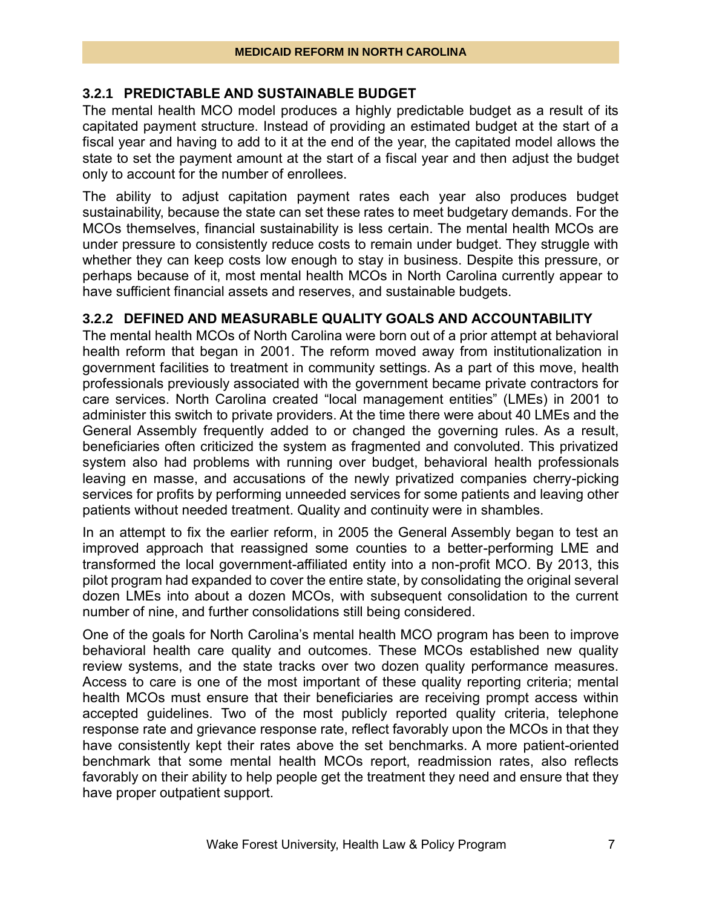### 3.2.1 PREDICTABLE AND SUSTAINABLE BUDGET

The mental health MCO model produces a highly predictable budget as a result of its capitated payment structure. Instead of providing an estimated budget at the start of a fiscal year and having to add to it at the end of the year, the capitated model allows the state to set the payment amount at the start of a fiscal year and then adjust the budget only to account for the number of enrollees.

The ability to adjust capitation payment rates each year also produces budget sustainability, because the state can set these rates to meet budgetary demands. For the MCOs themselves, financial sustainability is less certain. The mental health MCOs are under pressure to consistently reduce costs to remain under budget. They struggle with whether they can keep costs low enough to stay in business. Despite this pressure, or perhaps because of it, most mental health MCOs in North Carolina currently appear to have sufficient financial assets and reserves, and sustainable budgets.

### 3.2.2 DEFINED AND MEASURABLE QUALITY GOALS AND ACCOUNTABILITY

The mental health MCOs of North Carolina were born out of a prior attempt at behavioral health reform that began in 2001. The reform moved away from institutionalization in government facilities to treatment in community settings. As a part of this move, health professionals previously associated with the government became private contractors for care services. North Carolina created "local management entities" (LMEs) in 2001 to administer this switch to private providers. At the time there were about 40 LMEs and the General Assembly frequently added to or changed the governing rules. As a result, beneficiaries often criticized the system as fragmented and convoluted. This privatized system also had problems with running over budget, behavioral health professionals leaving en masse, and accusations of the newly privatized companies cherry-picking services for profits by performing unneeded services for some patients and leaving other patients without needed treatment. Quality and continuity were in shambles.

In an attempt to fix the earlier reform, in 2005 the General Assembly began to test an improved approach that reassigned some counties to a better-performing LME and transformed the local government-affiliated entity into a non-profit MCO. By 2013, this pilot program had expanded to cover the entire state, by consolidating the original several dozen LMEs into about a dozen MCOs, with subsequent consolidation to the current number of nine, and further consolidations still being considered.

One of the goals for North Carolina's mental health MCO program has been to improve behavioral health care quality and outcomes. These MCOs established new quality review systems, and the state tracks over two dozen quality performance measures. Access to care is one of the most important of these quality reporting criteria; mental health MCOs must ensure that their beneficiaries are receiving prompt access within accepted guidelines. Two of the most publicly reported quality criteria, telephone response rate and grievance response rate, reflect favorably upon the MCOs in that they have consistently kept their rates above the set benchmarks. A more patient-oriented benchmark that some mental health MCOs report, readmission rates, also reflects favorably on their ability to help people get the treatment they need and ensure that they have proper outpatient support.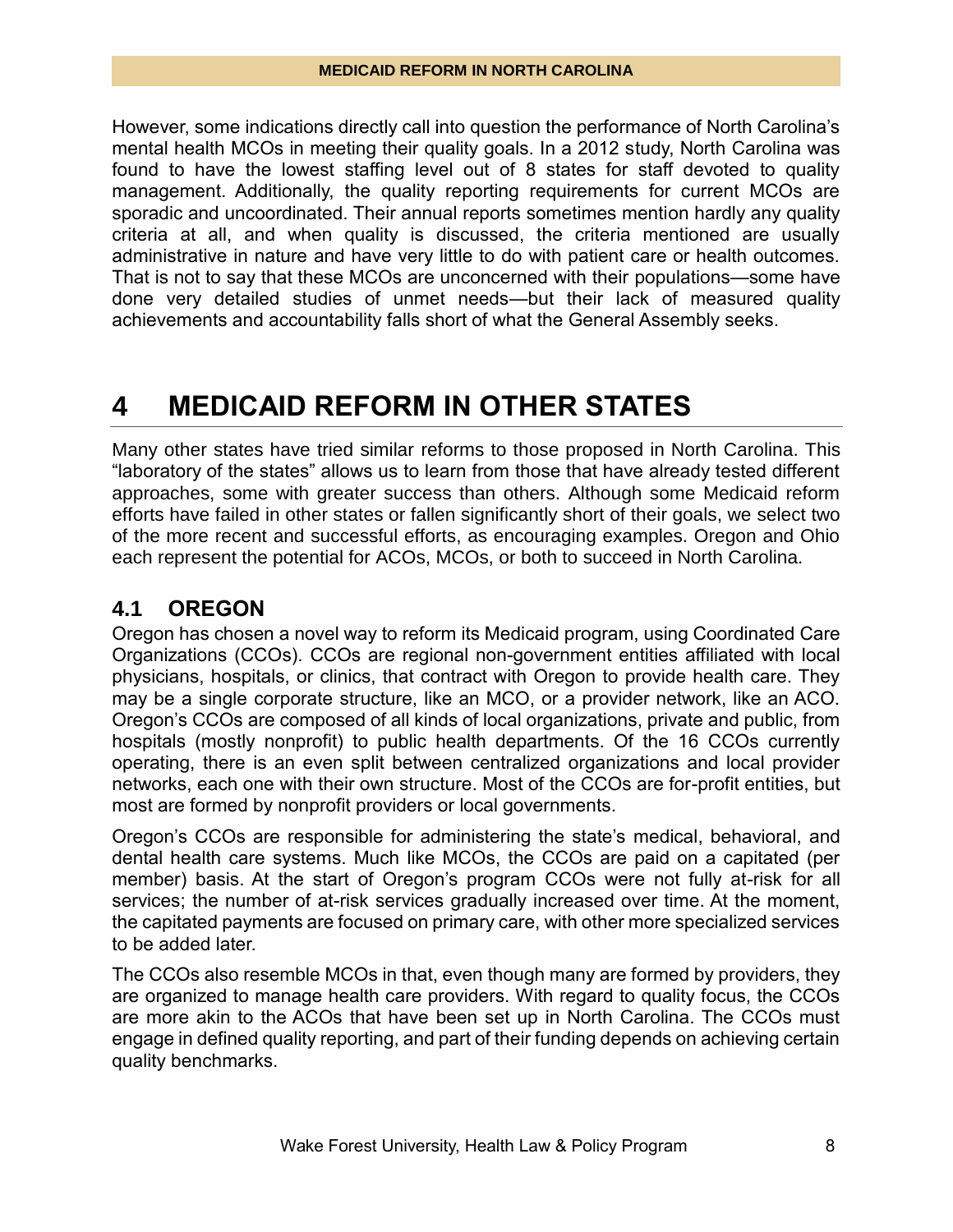However, some indications directly call into question the performance of North Carolina's mental health MCOs in meeting their quality goals. In a 2012 study, North Carolina was found to have the lowest staffing level out of 8 states for staff devoted to quality management. Additionally, the quality reporting requirements for current MCOs are sporadic and uncoordinated. Their annual reports sometimes mention hardly any quality criteria at all, and when quality is discussed, the criteria mentioned are usually administrative in nature and have very little to do with patient care or health outcomes. That is not to say that these MCOs are unconcerned with their populations—some have done very detailed studies of unmet needs—but their lack of measured quality achievements and accountability falls short of what the General Assembly seeks.

# 4 MEDICAID REFORM IN OTHER STATES

Many other states have tried similar reforms to those proposed in North Carolina. This "laboratory of the states" allows us to learn from those that have already tested different approaches, some with greater success than others. Although some Medicaid reform efforts have failed in other states or fallen significantly short of their goals, we select two of the more recent and successful efforts, as encouraging examples. Oregon and Ohio each represent the potential for ACOs, MCOs, or both to succeed in North Carolina.

## 4.1 OREGON

Oregon has chosen a novel way to reform its Medicaid program, using Coordinated Care Organizations (CCOs). CCOs are regional non-government entities affiliated with local physicians, hospitals, or clinics, that contract with Oregon to provide health care. They may be a single corporate structure, like an MCO, or a provider network, like an ACO. Oregon's CCOs are composed of all kinds of local organizations, private and public, from hospitals (mostly nonprofit) to public health departments. Of the 16 CCOs currently operating, there is an even split between centralized organizations and local provider networks, each one with their own structure. Most of the CCOs are for-profit entities, but most are formed by nonprofit providers or local governments.

Oregon's CCOs are responsible for administering the state's medical, behavioral, and dental health care systems. Much like MCOs, the CCOs are paid on a capitated (per member) basis. At the start of Oregon's program CCOs were not fully at-risk for all services; the number of at-risk services gradually increased over time. At the moment, the capitated payments are focused on primary care, with other more specialized services to be added later.

The CCOs also resemble MCOs in that, even though many are formed by providers, they are organized to manage health care providers. With regard to quality focus, the CCOs are more akin to the ACOs that have been set up in North Carolina. The CCOs must engage in defined quality reporting, and part of their funding depends on achieving certain quality benchmarks.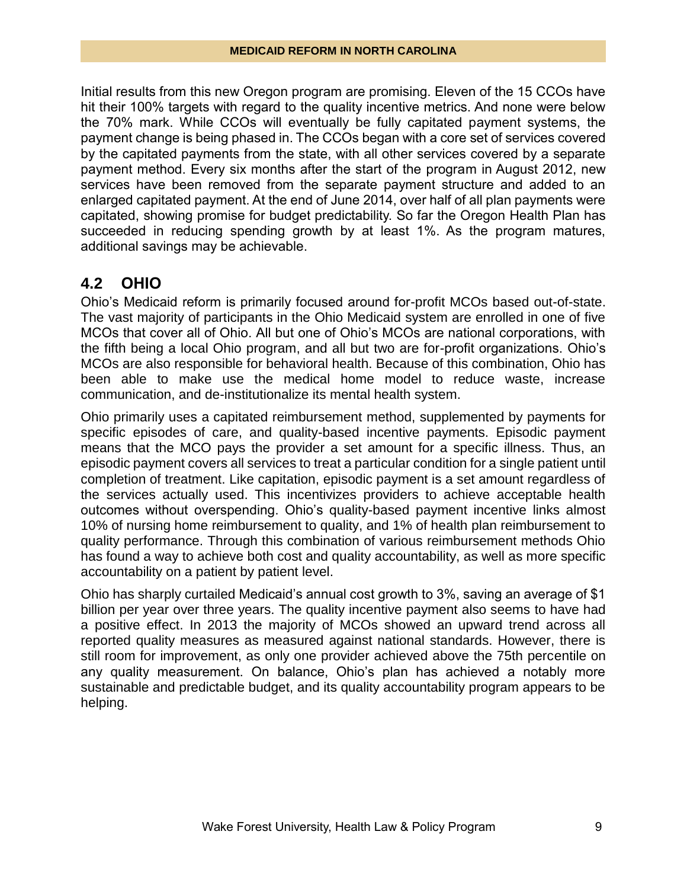Initial results from this new Oregon program are promising. Eleven of the 15 CCOs have hit their 100% targets with regard to the quality incentive metrics. And none were below the 70% mark. While CCOs will eventually be fully capitated payment systems, the payment change is being phased in. The CCOs began with a core set of services covered by the capitated payments from the state, with all other services covered by a separate payment method. Every six months after the start of the program in August 2012, new services have been removed from the separate payment structure and added to an enlarged capitated payment. At the end of June 2014, over half of all plan payments were capitated, showing promise for budget predictability. So far the Oregon Health Plan has succeeded in reducing spending growth by at least 1%. As the program matures, additional savings may be achievable.

## 4.2 OHIO

Ohio's Medicaid reform is primarily focused around for-profit MCOs based out-of-state. The vast majority of participants in the Ohio Medicaid system are enrolled in one of five MCOs that cover all of Ohio. All but one of Ohio's MCOs are national corporations, with the fifth being a local Ohio program, and all but two are for-profit organizations. Ohio's MCOs are also responsible for behavioral health. Because of this combination, Ohio has been able to make use the medical home model to reduce waste, increase communication, and de-institutionalize its mental health system.

Ohio primarily uses a capitated reimbursement method, supplemented by payments for specific episodes of care, and quality-based incentive payments. Episodic payment means that the MCO pays the provider a set amount for a specific illness. Thus, an episodic payment covers all services to treat a particular condition for a single patient until completion of treatment. Like capitation, episodic payment is a set amount regardless of the services actually used. This incentivizes providers to achieve acceptable health outcomes without overspending. Ohio's quality-based payment incentive links almost 10% of nursing home reimbursement to quality, and 1% of health plan reimbursement to quality performance. Through this combination of various reimbursement methods Ohio has found a way to achieve both cost and quality accountability, as well as more specific accountability on a patient by patient level.

Ohio has sharply curtailed Medicaid's annual cost growth to 3%, saving an average of $1 billion per year over three years. The quality incentive payment also seems to have had a positive effect. In 2013 the majority of MCOs showed an upward trend across all reported quality measures as measured against national standards. However, there is still room for improvement, as only one provider achieved above the 75th percentile on any quality measurement. On balance, Ohio's plan has achieved a notably more sustainable and predictable budget, and its quality accountability program appears to be helping.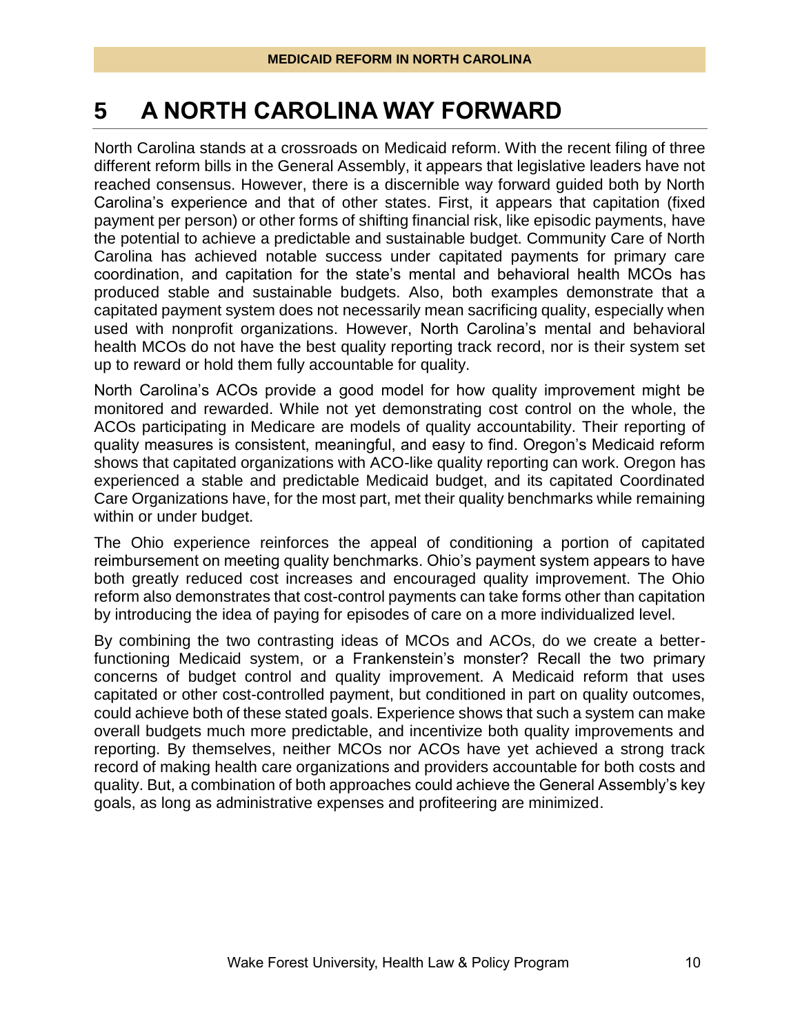# 5 A NORTH CAROLINA WAY FORWARD

North Carolina stands at a crossroads on Medicaid reform. With the recent filing of three different reform bills in the General Assembly, it appears that legislative leaders have not reached consensus. However, there is a discernible way forward guided both by North Carolina's experience and that of other states. First, it appears that capitation (fixed payment per person) or other forms of shifting financial risk, like episodic payments, have the potential to achieve a predictable and sustainable budget. Community Care of North Carolina has achieved notable success under capitated payments for primary care coordination, and capitation for the state's mental and behavioral health MCOs has produced stable and sustainable budgets. Also, both examples demonstrate that a capitated payment system does not necessarily mean sacrificing quality, especially when used with nonprofit organizations. However, North Carolina's mental and behavioral health MCOs do not have the best quality reporting track record, nor is their system set up to reward or hold them fully accountable for quality.

North Carolina's ACOs provide a good model for how quality improvement might be monitored and rewarded. While not yet demonstrating cost control on the whole, the ACOs participating in Medicare are models of quality accountability. Their reporting of quality measures is consistent, meaningful, and easy to find. Oregon's Medicaid reform shows that capitated organizations with ACO-like quality reporting can work. Oregon has experienced a stable and predictable Medicaid budget, and its capitated Coordinated Care Organizations have, for the most part, met their quality benchmarks while remaining within or under budget.

The Ohio experience reinforces the appeal of conditioning a portion of capitated reimbursement on meeting quality benchmarks. Ohio's payment system appears to have both greatly reduced cost increases and encouraged quality improvement. The Ohio reform also demonstrates that cost-control payments can take forms other than capitation by introducing the idea of paying for episodes of care on a more individualized level.

By combining the two contrasting ideas of MCOs and ACOs, do we create a better-functioning Medicaid system, or a Frankenstein's monster? Recall the two primary concerns of budget control and quality improvement. A Medicaid reform that uses capitated or other cost-controlled payment, but conditioned in part on quality outcomes, could achieve both of these stated goals. Experience shows that such a system can make overall budgets much more predictable, and incentivize both quality improvements and reporting. By themselves, neither MCOs nor ACOs have yet achieved a strong track record of making health care organizations and providers accountable for both costs and quality. But, a combination of both approaches could achieve the General Assembly's key goals, as long as administrative expenses and profiteering are minimized.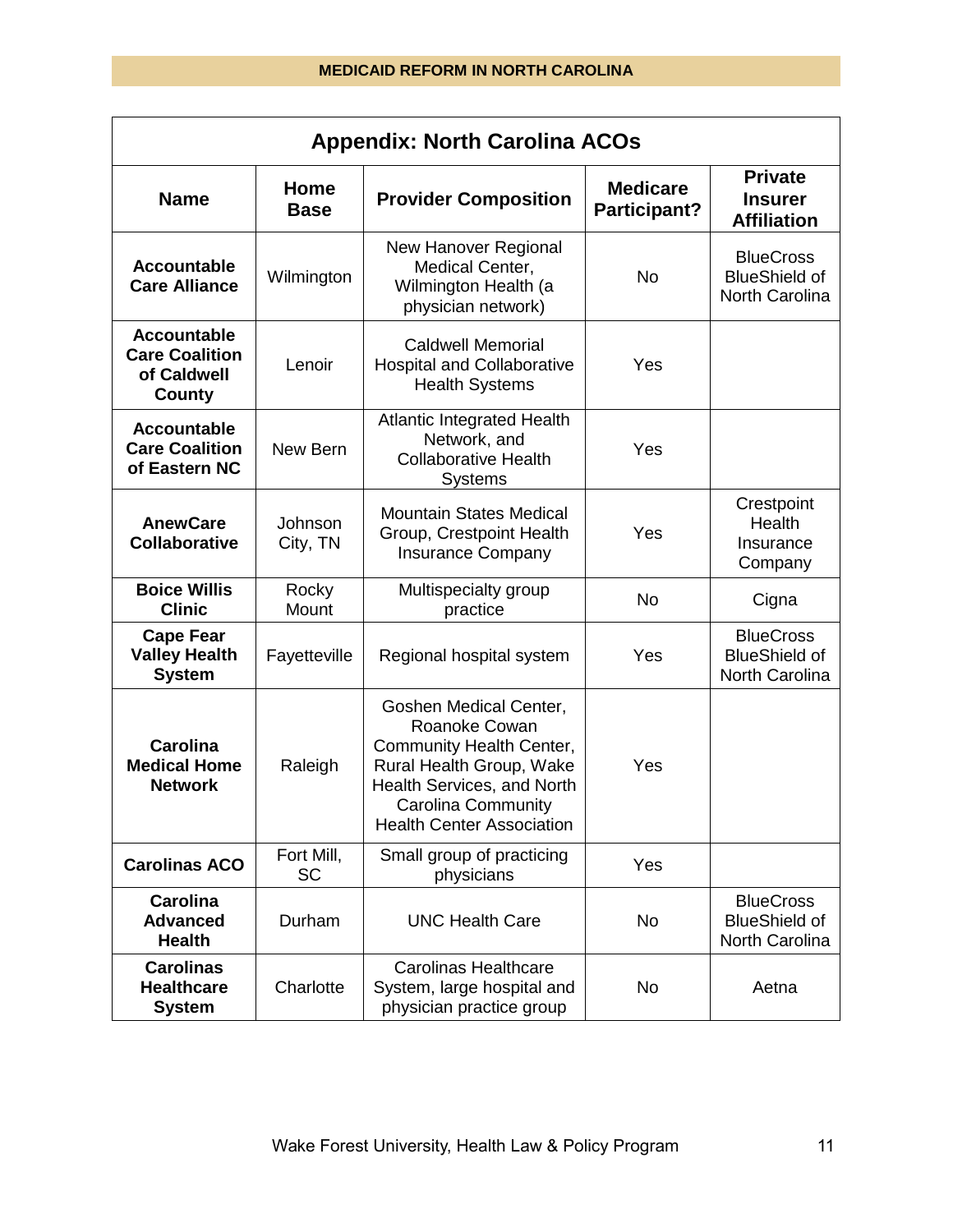## Appendix: North Carolina ACOs

| Name | Home Base | Provider Composition | Medicare Participant? | Private Insurer Affiliation |
|---|---|---|---|---|
| **Accountable Care Alliance** | Wilmington | New Hanover Regional Medical Center, Wilmington Health (a physician network) | No | BlueCross BlueShield of North Carolina |
| **Accountable Care Coalition of Caldwell County** | Lenoir | Caldwell Memorial Hospital and Collaborative Health Systems | Yes | |
| **Accountable Care Coalition of Eastern NC** | New Bern | Atlantic Integrated Health Network, and Collaborative Health Systems | Yes | |
| **AnewCare Collaborative** | Johnson City, TN | Mountain States Medical Group, Crestpoint Health Insurance Company | Yes | Crestpoint Health Insurance Company |
| **Boice Willis Clinic** | Rocky Mount | Multispecialty group practice | No | Cigna |
| **Cape Fear Valley Health System** | Fayetteville | Regional hospital system | Yes | BlueCross BlueShield of North Carolina |
| **Carolina Medical Home Network** | Raleigh | Goshen Medical Center, Roanoke Cowan Community Health Center, Rural Health Group, Wake Health Services, and North Carolina Community Health Center Association | Yes | |
| **Carolinas ACO** | Fort Mill, SC | Small group of practicing physicians | Yes | |
| **Carolina Advanced Health** | Durham | UNC Health Care | No | BlueCross BlueShield of North Carolina |
| **Carolinas Healthcare System** | Charlotte | Carolinas Healthcare System, large hospital and physician practice group | No | Aetna |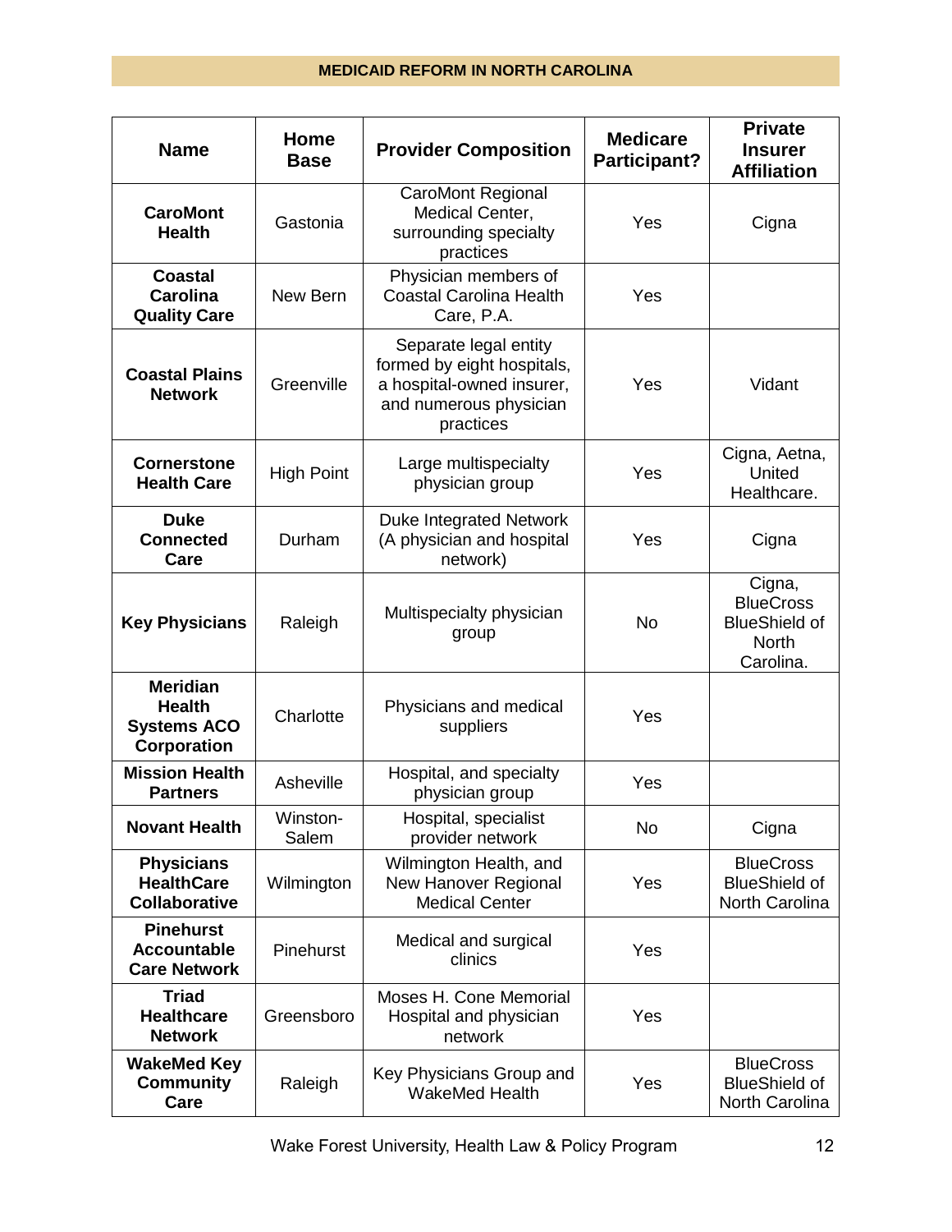| Name | Home Base | Provider Composition | Medicare Participant? | Private Insurer Affiliation |
|---|---|---|---|---|
| **CaroMont Health** | Gastonia | CaroMont Regional Medical Center, surrounding specialty practices | Yes | Cigna |
| **Coastal Carolina Quality Care** | New Bern | Physician members of Coastal Carolina Health Care, P.A. | Yes | |
| **Coastal Plains Network** | Greenville | Separate legal entity formed by eight hospitals, a hospital-owned insurer, and numerous physician practices | Yes | Vidant |
| **Cornerstone Health Care** | High Point | Large multispecialty physician group | Yes | Cigna, Aetna, United Healthcare. |
| **Duke Connected Care** | Durham | Duke Integrated Network (A physician and hospital network) | Yes | Cigna |
| **Key Physicians** | Raleigh | Multispecialty physician group | No | Cigna, BlueCross BlueShield of North Carolina. |
| **Meridian Health Systems ACO Corporation** | Charlotte | Physicians and medical suppliers | Yes | |
| **Mission Health Partners** | Asheville | Hospital, and specialty physician group | Yes | |
| **Novant Health** | Winston-Salem | Hospital, specialist provider network | No | Cigna |
| **Physicians HealthCare Collaborative** | Wilmington | Wilmington Health, and New Hanover Regional Medical Center | Yes | BlueCross BlueShield of North Carolina |
| **Pinehurst Accountable Care Network** | Pinehurst | Medical and surgical clinics | Yes | |
| **Triad Healthcare Network** | Greensboro | Moses H. Cone Memorial Hospital and physician network | Yes | |
| **WakeMed Key Community Care** | Raleigh | Key Physicians Group and WakeMed Health | Yes | BlueCross BlueShield of North Carolina |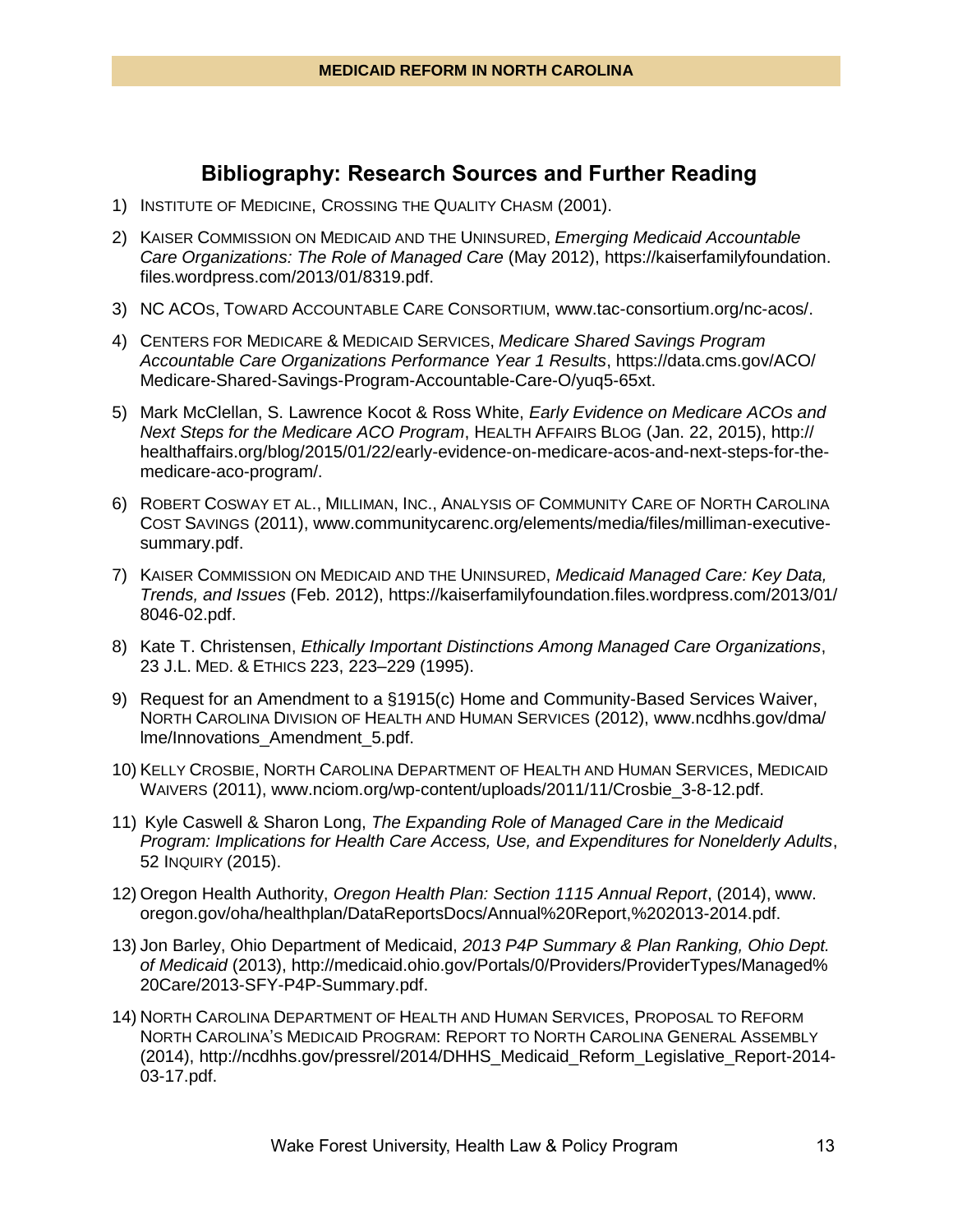## Bibliography: Research Sources and Further Reading

1) INSTITUTE OF MEDICINE, CROSSING THE QUALITY CHASM (2001).

2) KAISER COMMISSION ON MEDICAID AND THE UNINSURED, *Emerging Medicaid Accountable Care Organizations: The Role of Managed Care* (May 2012), https://kaiserfamilyfoundation.files.wordpress.com/2013/01/8319.pdf.

3) NC ACOS, TOWARD ACCOUNTABLE CARE CONSORTIUM, www.tac-consortium.org/nc-acos/.

4) CENTERS FOR MEDICARE & MEDICAID SERVICES, *Medicare Shared Savings Program Accountable Care Organizations Performance Year 1 Results*, https://data.cms.gov/ACO/Medicare-Shared-Savings-Program-Accountable-Care-O/yuq5-65xt.

5) Mark McClellan, S. Lawrence Kocot & Ross White, *Early Evidence on Medicare ACOs and Next Steps for the Medicare ACO Program*, HEALTH AFFAIRS BLOG (Jan. 22, 2015), http://healthaffairs.org/blog/2015/01/22/early-evidence-on-medicare-acos-and-next-steps-for-the-medicare-aco-program/.

6) ROBERT COSWAY ET AL., MILLIMAN, INC., ANALYSIS OF COMMUNITY CARE OF NORTH CAROLINA COST SAVINGS (2011), www.communitycarenc.org/elements/media/files/milliman-executive-summary.pdf.

7) KAISER COMMISSION ON MEDICAID AND THE UNINSURED, *Medicaid Managed Care: Key Data, Trends, and Issues* (Feb. 2012), https://kaiserfamilyfoundation.files.wordpress.com/2013/01/8046-02.pdf.

8) Kate T. Christensen, *Ethically Important Distinctions Among Managed Care Organizations*, 23 J.L. MED. & ETHICS 223, 223–229 (1995).

9) Request for an Amendment to a §1915(c) Home and Community-Based Services Waiver, NORTH CAROLINA DIVISION OF HEALTH AND HUMAN SERVICES (2012), www.ncdhhs.gov/dma/lme/Innovations_Amendment_5.pdf.

10) KELLY CROSBIE, NORTH CAROLINA DEPARTMENT OF HEALTH AND HUMAN SERVICES, MEDICAID WAIVERS (2011), www.nciom.org/wp-content/uploads/2011/11/Crosbie_3-8-12.pdf.

11) Kyle Caswell & Sharon Long, *The Expanding Role of Managed Care in the Medicaid Program: Implications for Health Care Access, Use, and Expenditures for Nonelderly Adults*, 52 INQUIRY (2015).

12) Oregon Health Authority, *Oregon Health Plan: Section 1115 Annual Report*, (2014), www.oregon.gov/oha/healthplan/DataReportsDocs/Annual%20Report,%202013-2014.pdf.

13) Jon Barley, Ohio Department of Medicaid, *2013 P4P Summary & Plan Ranking, Ohio Dept. of Medicaid* (2013), http://medicaid.ohio.gov/Portals/0/Providers/ProviderTypes/Managed%20Care/2013-SFY-P4P-Summary.pdf.

14) NORTH CAROLINA DEPARTMENT OF HEALTH AND HUMAN SERVICES, PROPOSAL TO REFORM NORTH CAROLINA'S MEDICAID PROGRAM: REPORT TO NORTH CAROLINA GENERAL ASSEMBLY (2014), http://ncdhhs.gov/pressrel/2014/DHHS_Medicaid_Reform_Legislative_Report-2014-03-17.pdf.